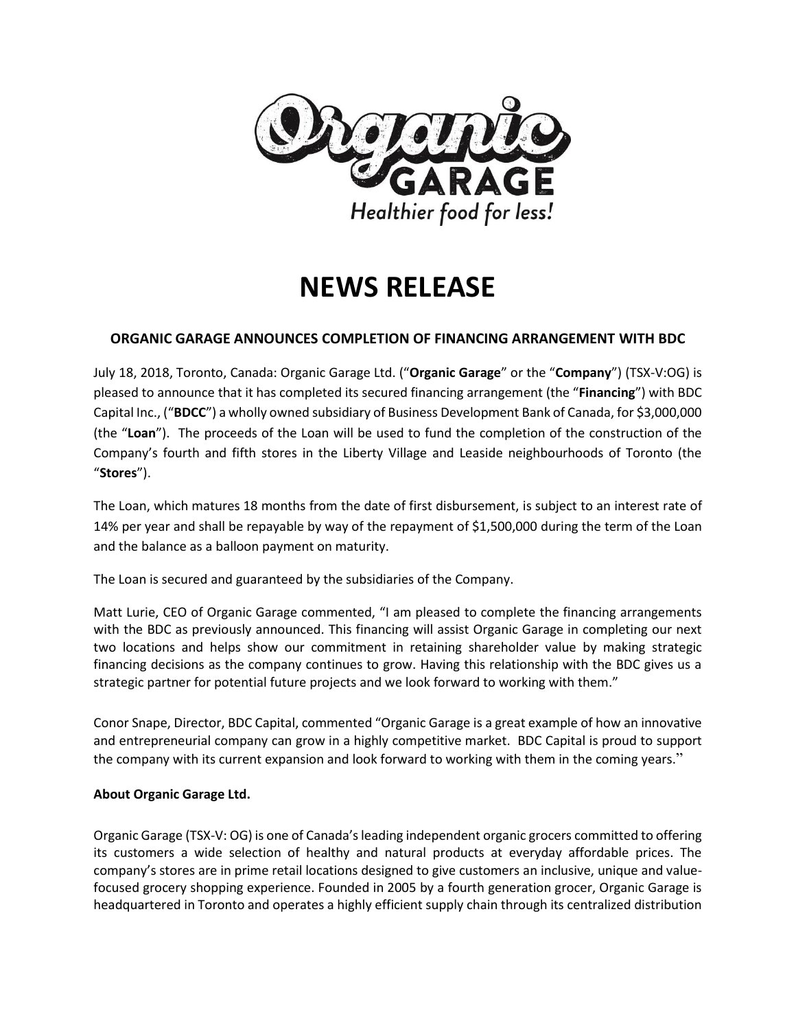Organic GARAGE

*Healthier food for less!*

# NEWS RELEASE

### ORGANIC GARAGE ANNOUNCES COMPLETION OF FINANCING ARRANGEMENT WITH BDC

July 18, 2018, Toronto, Canada: Organic Garage Ltd. ("**Organic Garage**" or the "**Company**") (TSX-V:OG) is pleased to announce that it has completed its secured financing arrangement (the "**Financing**") with BDC Capital Inc., ("**BDCC**") a wholly owned subsidiary of Business Development Bank of Canada, for $3,000,000 (the "**Loan**"). The proceeds of the Loan will be used to fund the completion of the construction of the Company's fourth and fifth stores in the Liberty Village and Leaside neighbourhoods of Toronto (the "**Stores**").

The Loan, which matures 18 months from the date of first disbursement, is subject to an interest rate of 14% per year and shall be repayable by way of the repayment of $1,500,000 during the term of the Loan and the balance as a balloon payment on maturity.

The Loan is secured and guaranteed by the subsidiaries of the Company.

Matt Lurie, CEO of Organic Garage commented, "I am pleased to complete the financing arrangements with the BDC as previously announced. This financing will assist Organic Garage in completing our next two locations and helps show our commitment in retaining shareholder value by making strategic financing decisions as the company continues to grow. Having this relationship with the BDC gives us a strategic partner for potential future projects and we look forward to working with them."

Conor Snape, Director, BDC Capital, commented "Organic Garage is a great example of how an innovative and entrepreneurial company can grow in a highly competitive market. BDC Capital is proud to support the company with its current expansion and look forward to working with them in the coming years."

**About Organic Garage Ltd.**

Organic Garage (TSX-V: OG) is one of Canada's leading independent organic grocers committed to offering its customers a wide selection of healthy and natural products at everyday affordable prices. The company's stores are in prime retail locations designed to give customers an inclusive, unique and value-focused grocery shopping experience. Founded in 2005 by a fourth generation grocer, Organic Garage is headquartered in Toronto and operates a highly efficient supply chain through its centralized distribution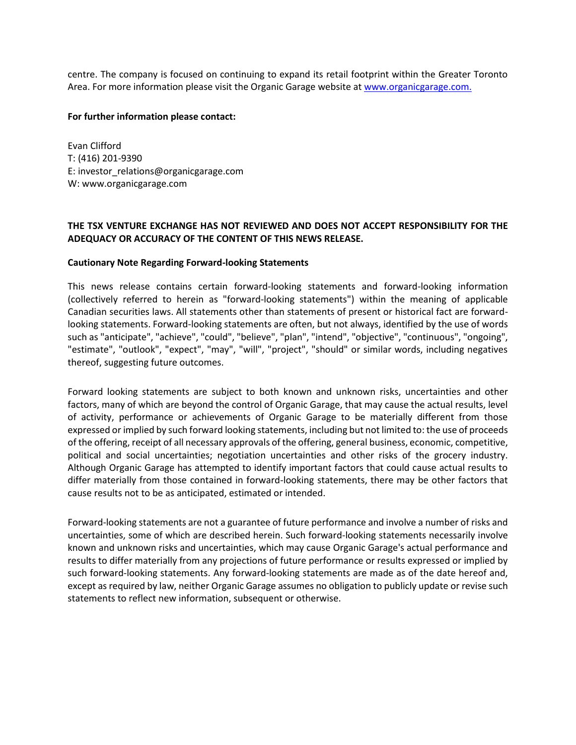centre. The company is focused on continuing to expand its retail footprint within the Greater Toronto Area. For more information please visit the Organic Garage website at [www.organicgarage.com.](http://www.organicgarage.com)

**For further information please contact:**

Evan Clifford
T: (416) 201-9390
E: investor_relations@organicgarage.com
W: www.organicgarage.com

**THE TSX VENTURE EXCHANGE HAS NOT REVIEWED AND DOES NOT ACCEPT RESPONSIBILITY FOR THE ADEQUACY OR ACCURACY OF THE CONTENT OF THIS NEWS RELEASE.**

**Cautionary Note Regarding Forward-looking Statements**

This news release contains certain forward-looking statements and forward-looking information (collectively referred to herein as "forward-looking statements") within the meaning of applicable Canadian securities laws. All statements other than statements of present or historical fact are forward-looking statements. Forward-looking statements are often, but not always, identified by the use of words such as "anticipate", "achieve", "could", "believe", "plan", "intend", "objective", "continuous", "ongoing", "estimate", "outlook", "expect", "may", "will", "project", "should" or similar words, including negatives thereof, suggesting future outcomes.

Forward looking statements are subject to both known and unknown risks, uncertainties and other factors, many of which are beyond the control of Organic Garage, that may cause the actual results, level of activity, performance or achievements of Organic Garage to be materially different from those expressed or implied by such forward looking statements, including but not limited to: the use of proceeds of the offering, receipt of all necessary approvals of the offering, general business, economic, competitive, political and social uncertainties; negotiation uncertainties and other risks of the grocery industry. Although Organic Garage has attempted to identify important factors that could cause actual results to differ materially from those contained in forward-looking statements, there may be other factors that cause results not to be as anticipated, estimated or intended.

Forward-looking statements are not a guarantee of future performance and involve a number of risks and uncertainties, some of which are described herein. Such forward-looking statements necessarily involve known and unknown risks and uncertainties, which may cause Organic Garage's actual performance and results to differ materially from any projections of future performance or results expressed or implied by such forward-looking statements. Any forward-looking statements are made as of the date hereof and, except as required by law, neither Organic Garage assumes no obligation to publicly update or revise such statements to reflect new information, subsequent or otherwise.